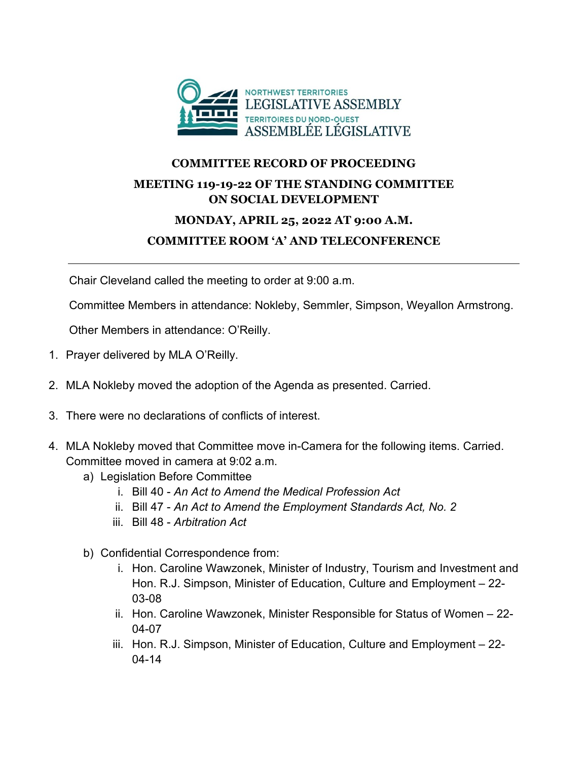NORTHWEST TERRITORIES
LEGISLATIVE ASSEMBLY
TERRITOIRES DU NORD-OUEST
ASSEMBLÉE LÉGISLATIVE

# COMMITTEE RECORD OF PROCEEDING

## MEETING 119-19-22 OF THE STANDING COMMITTEE ON SOCIAL DEVELOPMENT

## MONDAY, APRIL 25, 2022 AT 9:00 A.M.

## COMMITTEE ROOM 'A' AND TELECONFERENCE

---

Chair Cleveland called the meeting to order at 9:00 a.m.

Committee Members in attendance: Nokleby, Semmler, Simpson, Weyallon Armstrong.

Other Members in attendance: O'Reilly.

1. Prayer delivered by MLA O'Reilly.

2. MLA Nokleby moved the adoption of the Agenda as presented. Carried.

3. There were no declarations of conflicts of interest.

4. MLA Nokleby moved that Committee move in-Camera for the following items. Carried. Committee moved in camera at 9:02 a.m.
   a) Legislation Before Committee
      i. Bill 40 - *An Act to Amend the Medical Profession Act*
      ii. Bill 47 - *An Act to Amend the Employment Standards Act, No. 2*
      iii. Bill 48 - *Arbitration Act*

   b) Confidential Correspondence from:
      i. Hon. Caroline Wawzonek, Minister of Industry, Tourism and Investment and Hon. R.J. Simpson, Minister of Education, Culture and Employment – 22-03-08
      ii. Hon. Caroline Wawzonek, Minister Responsible for Status of Women – 22-04-07
      iii. Hon. R.J. Simpson, Minister of Education, Culture and Employment – 22-04-14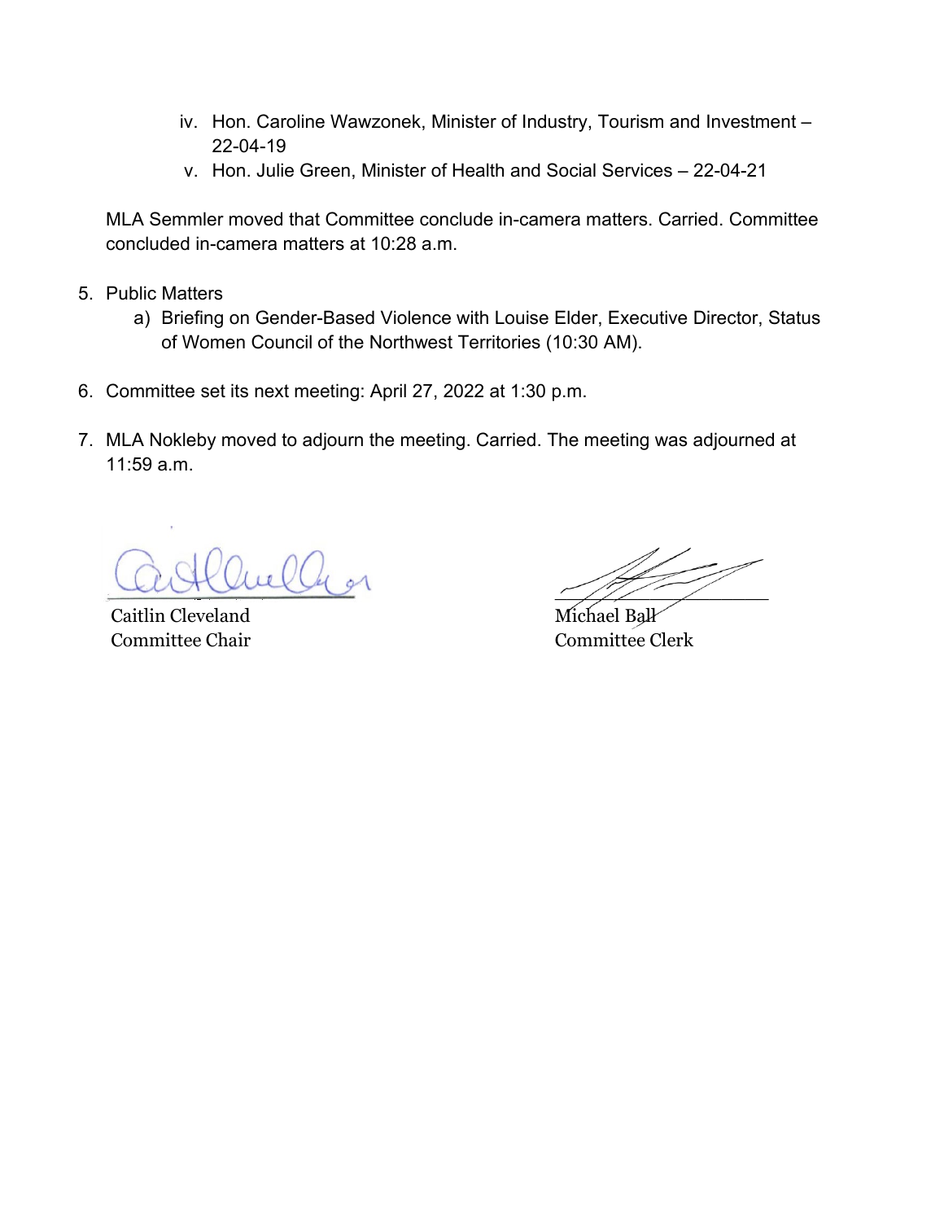iv. Hon. Caroline Wawzonek, Minister of Industry, Tourism and Investment – 22-04-19

v. Hon. Julie Green, Minister of Health and Social Services – 22-04-21

MLA Semmler moved that Committee conclude in-camera matters. Carried. Committee concluded in-camera matters at 10:28 a.m.

5. Public Matters
   a) Briefing on Gender-Based Violence with Louise Elder, Executive Director, Status of Women Council of the Northwest Territories (10:30 AM).

6. Committee set its next meeting: April 27, 2022 at 1:30 p.m.

7. MLA Nokleby moved to adjourn the meeting. Carried. The meeting was adjourned at 11:59 a.m.

Caitlin Cleveland
Committee Chair

Michael Ball
Committee Clerk